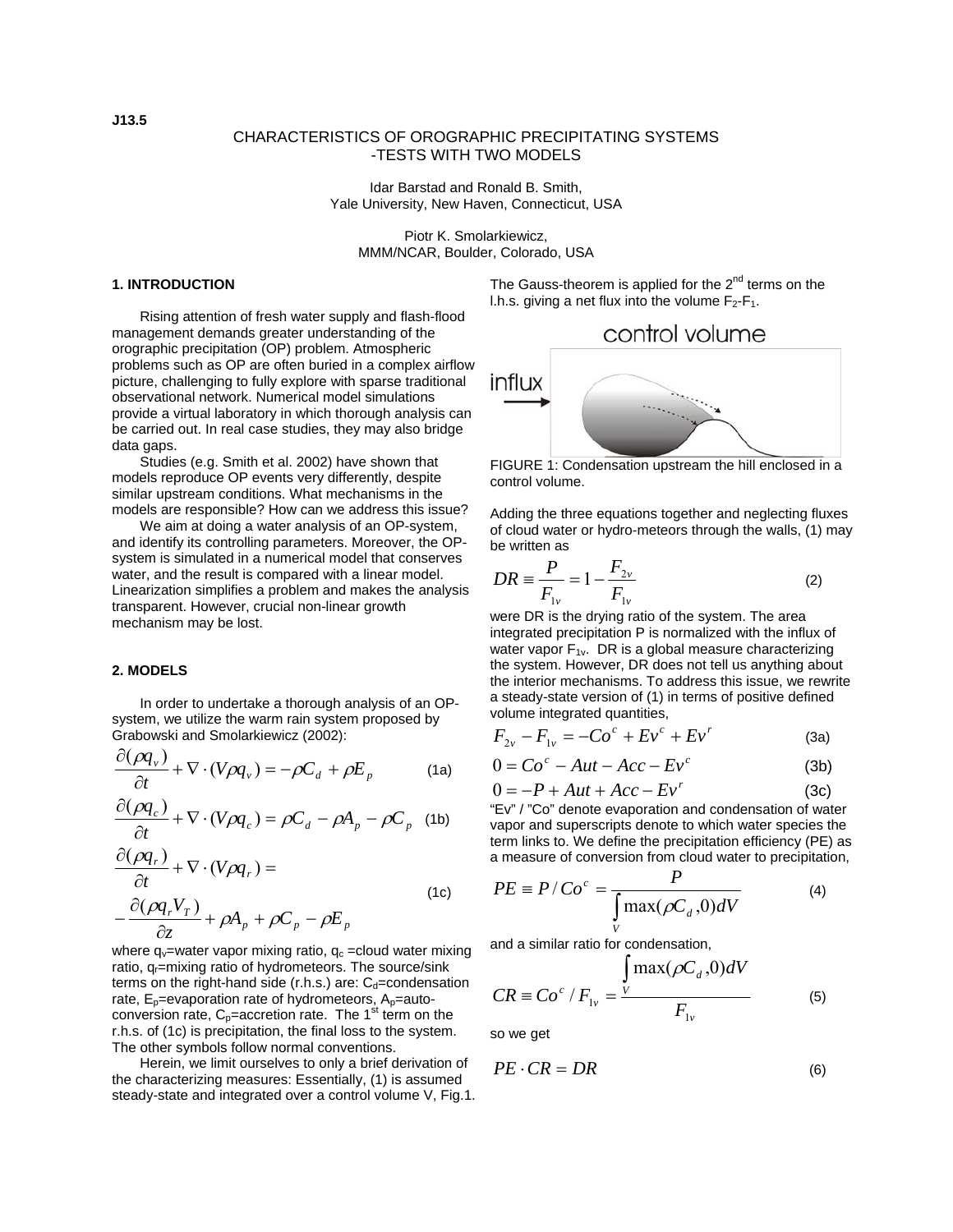J13.5

# CHARACTERISTICS OF OROGRAPHIC PRECIPITATING SYSTEMS -TESTS WITH TWO MODELS

Idar Barstad and Ronald B. Smith,
Yale University, New Haven, Connecticut, USA

Piotr K. Smolarkiewicz,
MMM/NCAR, Boulder, Colorado, USA

## 1. INTRODUCTION

Rising attention of fresh water supply and flash-flood management demands greater understanding of the orographic precipitation (OP) problem. Atmospheric problems such as OP are often buried in a complex airflow picture, challenging to fully explore with sparse traditional observational network. Numerical model simulations provide a virtual laboratory in which thorough analysis can be carried out. In real case studies, they may also bridge data gaps.

Studies (e.g. Smith et al. 2002) have shown that models reproduce OP events very differently, despite similar upstream conditions. What mechanisms in the models are responsible? How can we address this issue?

We aim at doing a water analysis of an OP-system, and identify its controlling parameters. Moreover, the OP-system is simulated in a numerical model that conserves water, and the result is compared with a linear model. Linearization simplifies a problem and makes the analysis transparent. However, crucial non-linear growth mechanism may be lost.

## 2. MODELS

In order to undertake a thorough analysis of an OP-system, we utilize the warm rain system proposed by Grabowski and Smolarkiewicz (2002):

$$\frac{\partial(\rho q_v)}{\partial t} + \nabla\cdot(V\rho q_v) = -\rho C_d + \rho E_p \tag{1a}$$

$$\frac{\partial(\rho q_c)}{\partial t} + \nabla\cdot(V\rho q_c) = \rho C_d - \rho A_p - \rho C_p \tag{1b}$$

$$\frac{\partial(\rho q_r)}{\partial t} + \nabla\cdot(V\rho q_r) = -\frac{\partial(\rho q_r V_T)}{\partial z} + \rho A_p + \rho C_p - \rho E_p \tag{1c}$$

where $q_v$=water vapor mixing ratio, $q_c$ =cloud water mixing ratio, $q_r$=mixing ratio of hydrometeors. The source/sink terms on the right-hand side (r.h.s.) are: $C_d$=condensation rate, $E_p$=evaporation rate of hydrometeors, $A_p$=auto-conversion rate, $C_p$=accretion rate. The 1st term on the r.h.s. of (1c) is precipitation, the final loss to the system. The other symbols follow normal conventions.

Herein, we limit ourselves to only a brief derivation of the characterizing measures: Essentially, (1) is assumed steady-state and integrated over a control volume V, Fig.1. The Gauss-theorem is applied for the 2nd terms on the l.h.s. giving a net flux into the volume $F_2$-$F_1$.

FIGURE 1: Condensation upstream the hill enclosed in a control volume.

Adding the three equations together and neglecting fluxes of cloud water or hydro-meteors through the walls, (1) may be written as

$$DR \equiv \frac{P}{F_{1v}} = 1 - \frac{F_{2v}}{F_{1v}} \tag{2}$$

were DR is the drying ratio of the system. The area integrated precipitation P is normalized with the influx of water vapor $F_{1v}$. DR is a global measure characterizing the system. However, DR does not tell us anything about the interior mechanisms. To address this issue, we rewrite a steady-state version of (1) in terms of positive defined volume integrated quantities,

$$F_{2v} - F_{1v} = -Co^c + Ev^c + Ev^r \tag{3a}$$

$$0 = Co^c - Aut - Acc - Ev^c \tag{3b}$$

$$0 = -P + Aut + Acc - Ev^r \tag{3c}$$

"Ev" / "Co" denote evaporation and condensation of water vapor and superscripts denote to which water species the term links to. We define the precipitation efficiency (PE) as a measure of conversion from cloud water to precipitation,

$$PE \equiv P / Co^c = \frac{P}{\int_V \max(\rho C_d, 0)dV} \tag{4}$$

and a similar ratio for condensation,

$$CR \equiv Co^c / F_{1v} = \frac{\int_V \max(\rho C_d, 0)dV}{F_{1v}} \tag{5}$$

so we get

$$PE \cdot CR = DR \tag{6}$$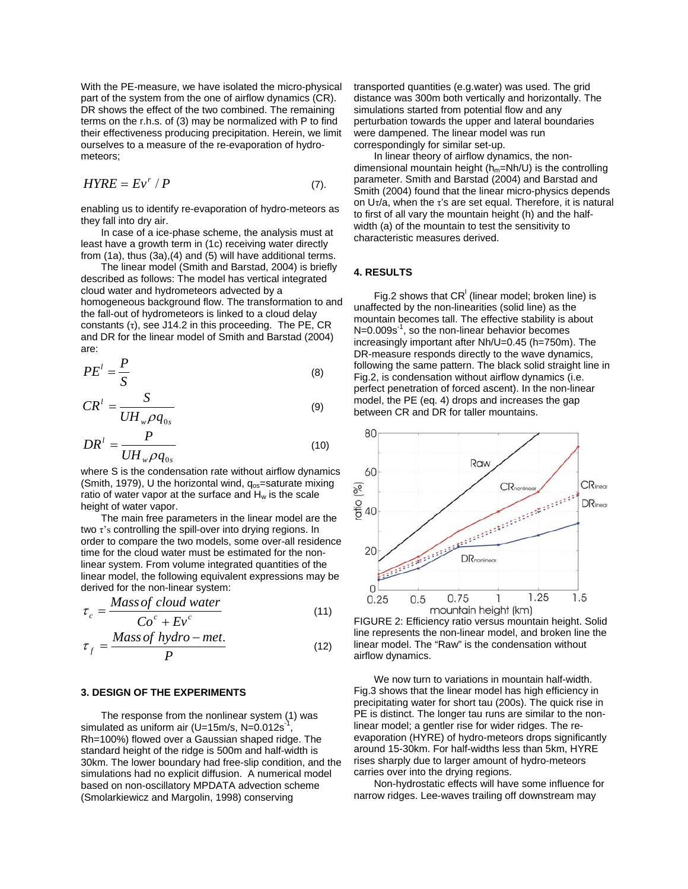With the PE-measure, we have isolated the micro-physical part of the system from the one of airflow dynamics (CR). DR shows the effect of the two combined. The remaining terms on the r.h.s. of (3) may be normalized with P to find their effectiveness producing precipitation. Herein, we limit ourselves to a measure of the re-evaporation of hydro-meteors;

$$HYRE = Ev^r / P \qquad (7).$$

enabling us to identify re-evaporation of hydro-meteors as they fall into dry air.

In case of a ice-phase scheme, the analysis must at least have a growth term in (1c) receiving water directly from (1a), thus (3a),(4) and (5) will have additional terms.

The linear model (Smith and Barstad, 2004) is briefly described as follows: The model has vertical integrated cloud water and hydrometeors advected by a homogeneous background flow. The transformation to and the fall-out of hydrometeors is linked to a cloud delay constants ($\tau$), see J14.2 in this proceeding. The PE, CR and DR for the linear model of Smith and Barstad (2004) are:

$$PE^l = \frac{P}{S} \qquad (8)$$

$$CR^l = \frac{S}{UH_w \rho q_{0s}} \qquad (9)$$

$$DR^l = \frac{P}{UH_w \rho q_{0s}} \qquad (10)$$

where S is the condensation rate without airflow dynamics (Smith, 1979), U the horizontal wind, $q_{os}$=saturate mixing ratio of water vapor at the surface and $H_w$ is the scale height of water vapor.

The main free parameters in the linear model are the two $\tau$'s controlling the spill-over into drying regions. In order to compare the two models, some over-all residence time for the cloud water must be estimated for the non-linear system. From volume integrated quantities of the linear model, the following equivalent expressions may be derived for the non-linear system:

$$\tau_c = \frac{Mass\ of\ cloud\ water}{Co^c + Ev^c} \qquad (11)$$

$$\tau_f = \frac{Mass\ of\ hydro-met.}{P} \qquad (12)$$

### 3. DESIGN OF THE EXPERIMENTS

The response from the nonlinear system (1) was simulated as uniform air (U=15m/s, N=0.012s$^{-1}$, Rh=100%) flowed over a Gaussian shaped ridge. The standard height of the ridge is 500m and half-width is 30km. The lower boundary had free-slip condition, and the simulations had no explicit diffusion. A numerical model based on non-oscillatory MPDATA advection scheme (Smolarkiewicz and Margolin, 1998) conserving transported quantities (e.g.water) was used. The grid distance was 300m both vertically and horizontally. The simulations started from potential flow and any perturbation towards the upper and lateral boundaries were dampened. The linear model was run correspondingly for similar set-up.

In linear theory of airflow dynamics, the non-dimensional mountain height ($h_m$=Nh/U) is the controlling parameter. Smith and Barstad (2004) and Barstad and Smith (2004) found that the linear micro-physics depends on U$\tau$/a, when the $\tau$'s are set equal. Therefore, it is natural to first of all vary the mountain height (h) and the half-width (a) of the mountain to test the sensitivity to characteristic measures derived.

### 4. RESULTS

Fig.2 shows that CR$^l$ (linear model; broken line) is unaffected by the non-linearities (solid line) as the mountain becomes tall. The effective stability is about N=0.009s$^{-1}$, so the non-linear behavior becomes increasingly important after Nh/U=0.45 (h=750m). The DR-measure responds directly to the wave dynamics, following the same pattern. The black solid straight line in Fig.2, is condensation without airflow dynamics (i.e. perfect penetration of forced ascent). In the non-linear model, the PE (eq. 4) drops and increases the gap between CR and DR for taller mountains.

FIGURE 2: Efficiency ratio versus mountain height. Solid line represents the non-linear model, and broken line the linear model. The "Raw" is the condensation without airflow dynamics.

We now turn to variations in mountain half-width. Fig.3 shows that the linear model has high efficiency in precipitating water for short tau (200s). The quick rise in PE is distinct. The longer tau runs are similar to the non-linear model; a gentler rise for wider ridges. The re-evaporation (HYRE) of hydro-meteors drops significantly around 15-30km. For half-widths less than 5km, HYRE rises sharply due to larger amount of hydro-meteors carries over into the drying regions.

Non-hydrostatic effects will have some influence for narrow ridges. Lee-waves trailing off downstream may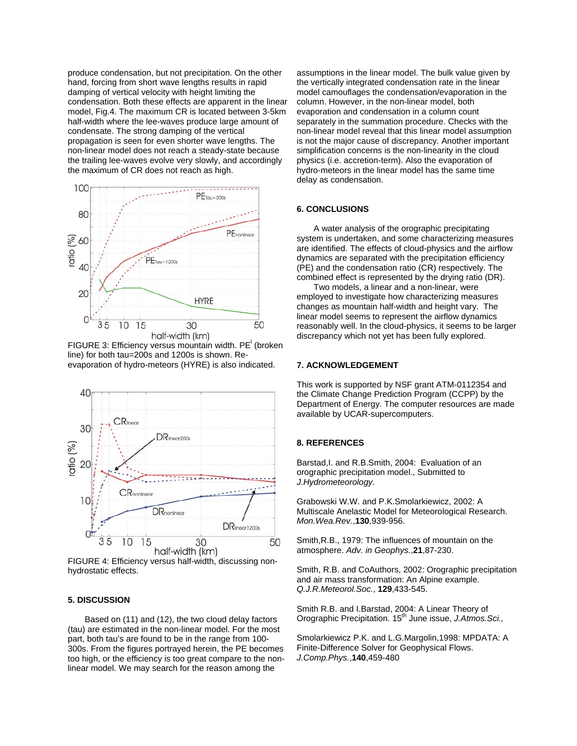produce condensation, but not precipitation. On the other hand, forcing from short wave lengths results in rapid damping of vertical velocity with height limiting the condensation. Both these effects are apparent in the linear model, Fig.4. The maximum CR is located between 3-5km half-width where the lee-waves produce large amount of condensate. The strong damping of the vertical propagation is seen for even shorter wave lengths. The non-linear model does not reach a steady-state because the trailing lee-waves evolve very slowly, and accordingly the maximum of CR does not reach as high.

100
80
60
40
20
0
ratio (%)
$PE_{tau=200s}$
$PE_{nonlinear}$
$PE_{tau=1200s}$
HYRE
3 5 10 15 30 50
half-width (km)

FIGURE 3: Efficiency versus mountain width. $PE^{l}$ (broken line) for both tau=200s and 1200s is shown. Re-evaporation of hydro-meteors (HYRE) is also indicated.

40
30
20
10
0
ratio (%)
$CR_{linear}$
$DR_{linear200s}$
$CR_{nonlinear}$
$DR_{nonlinear}$
$DR_{linear1200s}$
3 5 10 15 30 50
half-width (km)

FIGURE 4: Efficiency versus half-width, discussing non-hydrostatic effects.

## 5. DISCUSSION

Based on (11) and (12), the two cloud delay factors (tau) are estimated in the non-linear model. For the most part, both tau's are found to be in the range from 100-300s. From the figures portrayed herein, the PE becomes too high, or the efficiency is too great compare to the non-linear model. We may search for the reason among the assumptions in the linear model. The bulk value given by the vertically integrated condensation rate in the linear model camouflages the condensation/evaporation in the column. However, in the non-linear model, both evaporation and condensation in a column count separately in the summation procedure. Checks with the non-linear model reveal that this linear model assumption is not the major cause of discrepancy. Another important simplification concerns is the non-linearity in the cloud physics (i.e. accretion-term). Also the evaporation of hydro-meteors in the linear model has the same time delay as condensation.

## 6. CONCLUSIONS

A water analysis of the orographic precipitating system is undertaken, and some characterizing measures are identified. The effects of cloud-physics and the airflow dynamics are separated with the precipitation efficiency (PE) and the condensation ratio (CR) respectively. The combined effect is represented by the drying ratio (DR).

Two models, a linear and a non-linear, were employed to investigate how characterizing measures changes as mountain half-width and height vary. The linear model seems to represent the airflow dynamics reasonably well. In the cloud-physics, it seems to be larger discrepancy which not yet has been fully explored.

## 7. ACKNOWLEDGEMENT

This work is supported by NSF grant ATM-0112354 and the Climate Change Prediction Program (CCPP) by the Department of Energy. The computer resources are made available by UCAR-supercomputers.

## 8. REFERENCES

Barstad,I. and R.B.Smith, 2004: Evaluation of an orographic precipitation model., Submitted to *J.Hydrometeorology*.

Grabowski W.W. and P.K.Smolarkiewicz, 2002: A Multiscale Anelastic Model for Meteorological Research. *Mon.Wea.Rev.*,**130**,939-956.

Smith,R.B., 1979: The influences of mountain on the atmosphere. *Adv. in Geophys.*,**21**,87-230.

Smith, R.B. and CoAuthors, 2002: Orographic precipitation and air mass transformation: An Alpine example. *Q.J.R.Meteorol.Soc.*, **129**,433-545.

Smith R.B. and I.Barstad, 2004: A Linear Theory of Orographic Precipitation. 15th June issue, *J.Atmos.Sci.,*

Smolarkiewicz P.K. and L.G.Margolin,1998: MPDATA: A Finite-Difference Solver for Geophysical Flows. *J.Comp.Phys.*,**140**,459-480